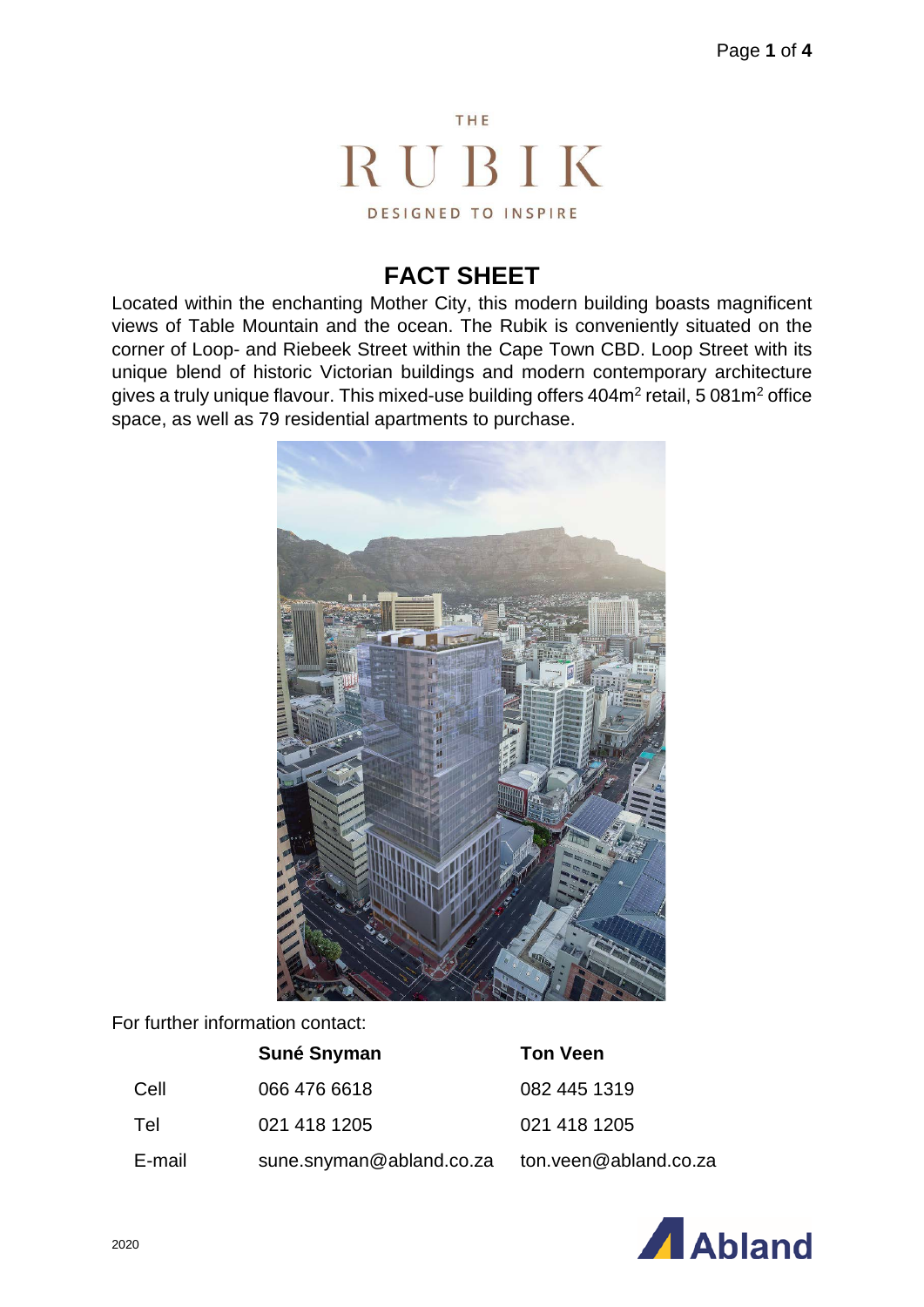THE

# RUBIK

DESIGNED TO INSPIRE

## FACT SHEET

Located within the enchanting Mother City, this modern building boasts magnificent views of Table Mountain and the ocean. The Rubik is conveniently situated on the corner of Loop- and Riebeek Street within the Cape Town CBD. Loop Street with its unique blend of historic Victorian buildings and modern contemporary architecture gives a truly unique flavour. This mixed-use building offers 404m$^2$ retail, 5 081m$^2$ office space, as well as 79 residential apartments to purchase.

For further information contact:

| | **Suné Snyman** | **Ton Veen** |
|---|---|---|
| Cell | 066 476 6618 | 082 445 1319 |
| Tel | 021 418 1205 | 021 418 1205 |
| E-mail | sune.snyman@abland.co.za | ton.veen@abland.co.za |

2020

Abland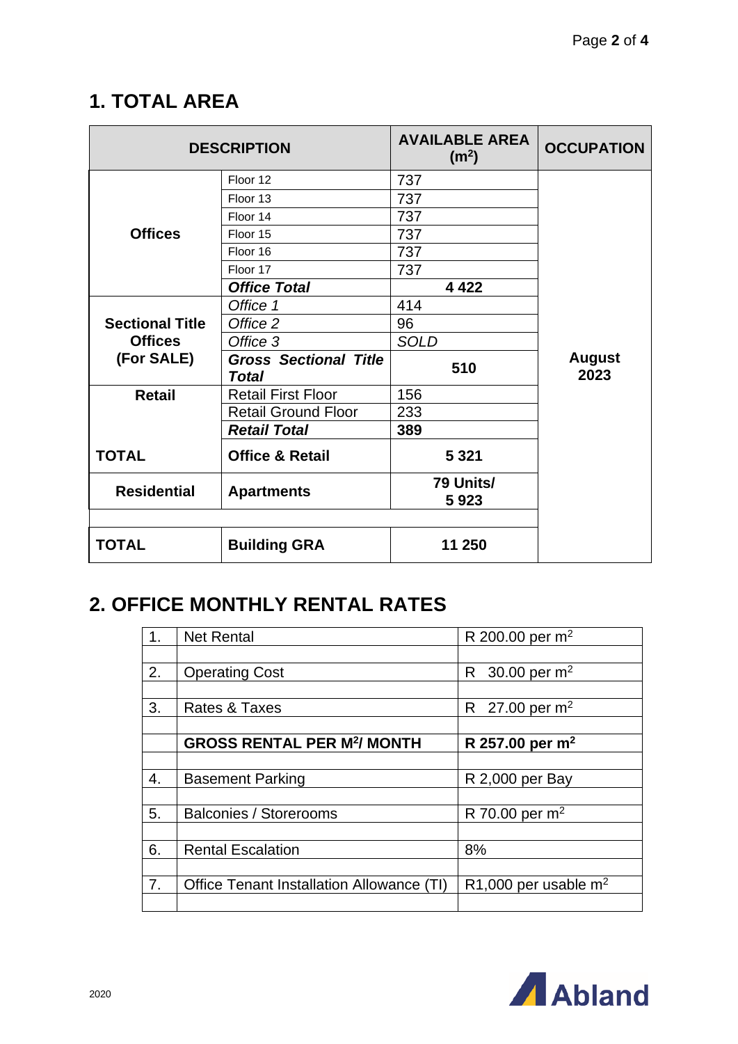## 1. TOTAL AREA

| DESCRIPTION | | AVAILABLE AREA ($m^2$) | OCCUPATION |
|---|---|---|---|
| **Offices** | Floor 12 | 737 | **August 2023** |
| | Floor 13 | 737 | |
| | Floor 14 | 737 | |
| | Floor 15 | 737 | |
| | Floor 16 | 737 | |
| | Floor 17 | 737 | |
| | ***Office Total*** | **4 422** | |
| **Sectional Title Offices (For SALE)** | *Office 1* | 414 | |
| | *Office 2* | 96 | |
| | *Office 3* | *SOLD* | |
| | ***Gross Sectional Title Total*** | **510** | |
| **Retail** | Retail First Floor | 156 | |
| | Retail Ground Floor | 233 | |
| | ***Retail Total*** | **389** | |
| **TOTAL** | **Office & Retail** | **5 321** | |
| **Residential** | **Apartments** | **79 Units/ 5 923** | |
| | | | |
| **TOTAL** | **Building GRA** | **11 250** | |

## 2. OFFICE MONTHLY RENTAL RATES

| | | |
|---|---|---|
| 1. | Net Rental | R 200.00 per $m^2$ |
| | | |
| 2. | Operating Cost | R 30.00 per $m^2$ |
| | | |
| 3. | Rates & Taxes | R 27.00 per $m^2$ |
| | | |
| | **GROSS RENTAL PER $M^2$/ MONTH** | **R 257.00 per $m^2$** |
| | | |
| 4. | Basement Parking | R 2,000 per Bay |
| | | |
| 5. | Balconies / Storerooms | R 70.00 per $m^2$ |
| | | |
| 6. | Rental Escalation | 8% |
| | | |
| 7. | Office Tenant Installation Allowance (TI) | R1,000 per usable $m^2$ |
| | | |

2020

Abland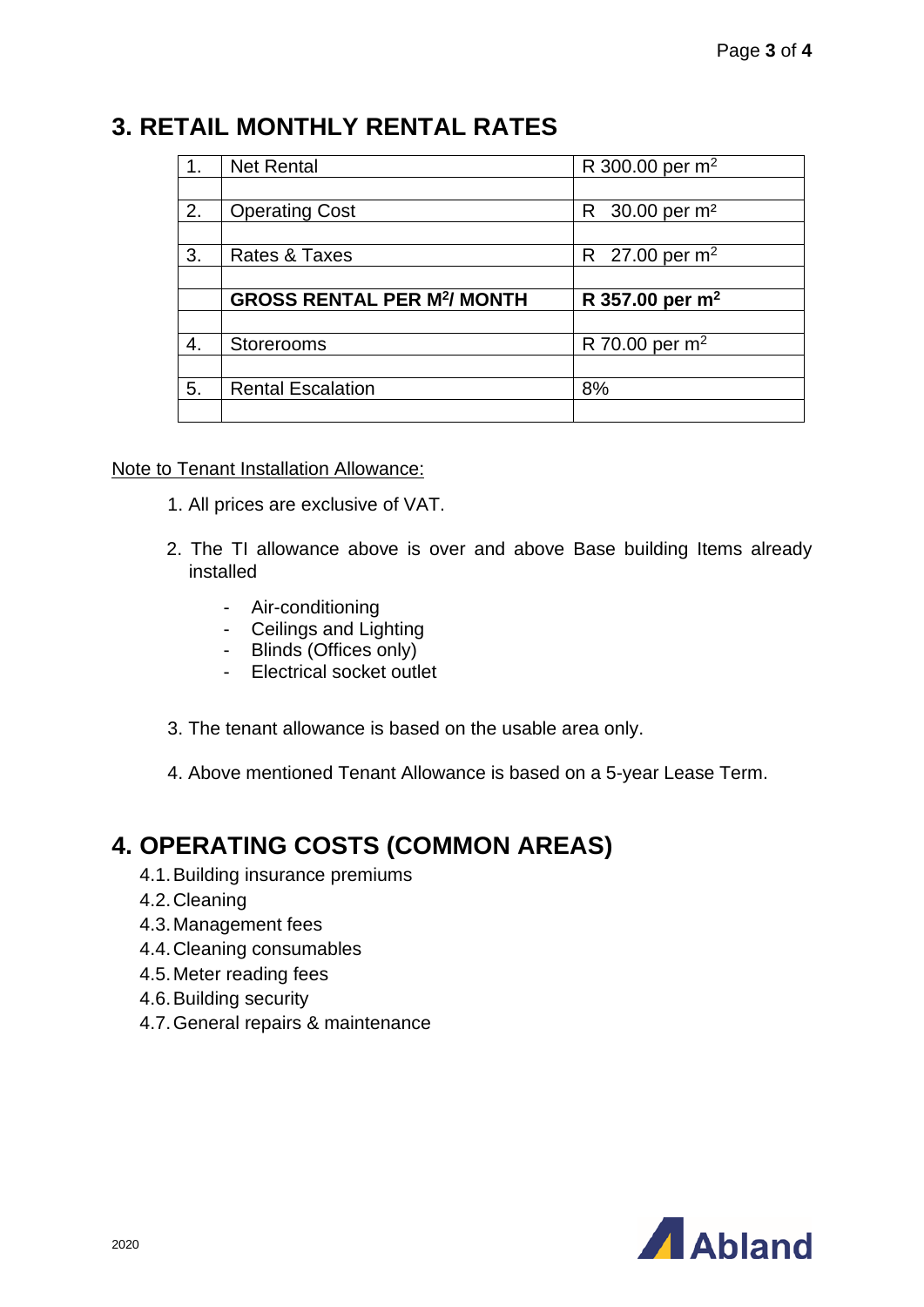## 3. RETAIL MONTHLY RENTAL RATES

| | | |
|---|---|---|
| 1. | Net Rental | R 300.00 per $m^2$ |
| | | |
| 2. | Operating Cost | R 30.00 per $m^2$ |
| | | |
| 3. | Rates & Taxes | R 27.00 per $m^2$ |
| | | |
| | **GROSS RENTAL PER $M^2$/ MONTH** | **R 357.00 per $m^2$** |
| | | |
| 4. | Storerooms | R 70.00 per $m^2$ |
| | | |
| 5. | Rental Escalation | 8% |
| | | |

Note to Tenant Installation Allowance:

1. All prices are exclusive of VAT.
2. The TI allowance above is over and above Base building Items already installed
   - Air-conditioning
   - Ceilings and Lighting
   - Blinds (Offices only)
   - Electrical socket outlet
3. The tenant allowance is based on the usable area only.
4. Above mentioned Tenant Allowance is based on a 5-year Lease Term.

## 4. OPERATING COSTS (COMMON AREAS)

4.1. Building insurance premiums
4.2. Cleaning
4.3. Management fees
4.4. Cleaning consumables
4.5. Meter reading fees
4.6. Building security
4.7. General repairs & maintenance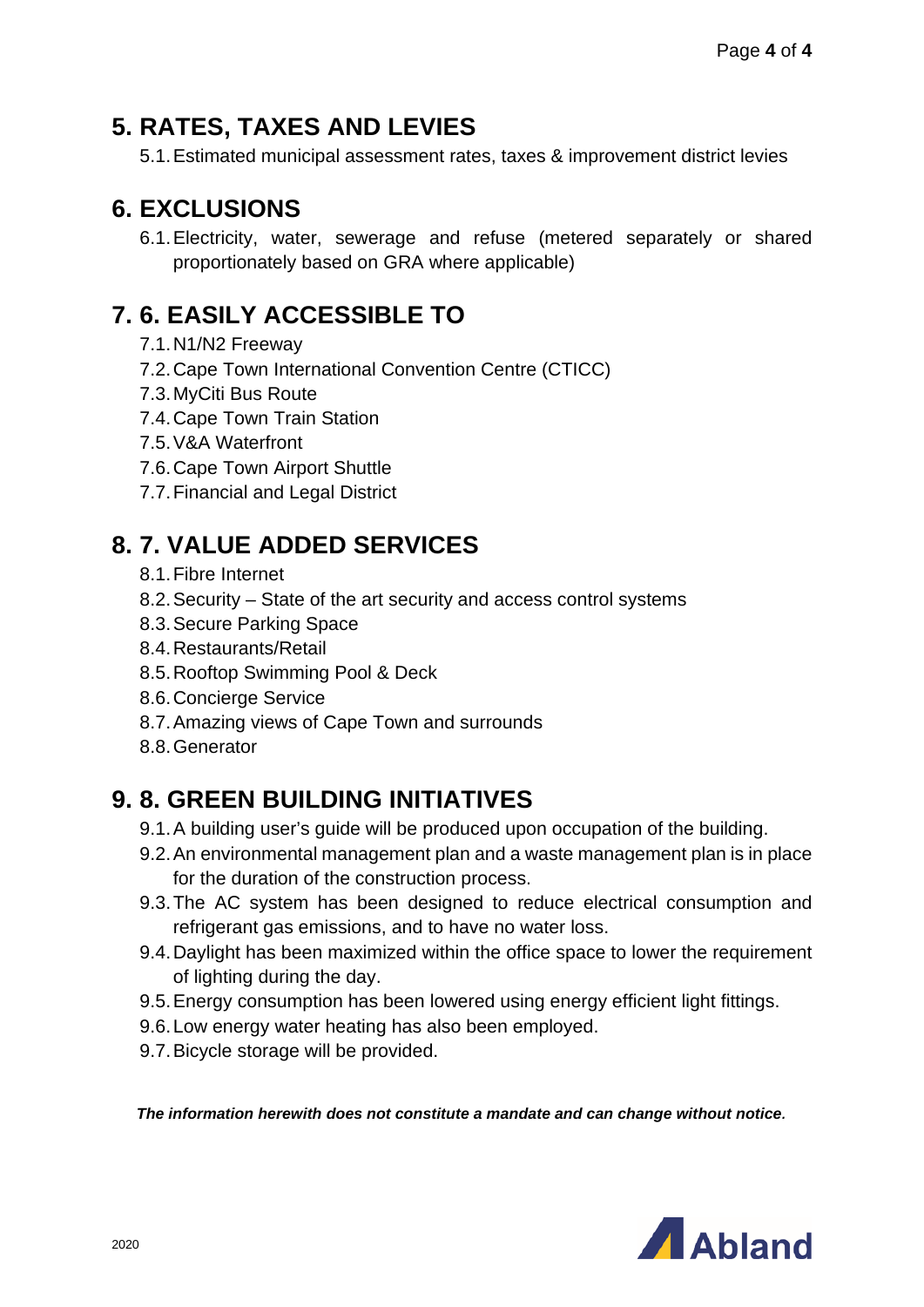## 5. RATES, TAXES AND LEVIES

5.1. Estimated municipal assessment rates, taxes & improvement district levies

## 6. EXCLUSIONS

6.1. Electricity, water, sewerage and refuse (metered separately or shared proportionately based on GRA where applicable)

## 7. 6. EASILY ACCESSIBLE TO

7.1. N1/N2 Freeway
7.2. Cape Town International Convention Centre (CTICC)
7.3. MyCiti Bus Route
7.4. Cape Town Train Station
7.5. V&A Waterfront
7.6. Cape Town Airport Shuttle
7.7. Financial and Legal District

## 8. 7. VALUE ADDED SERVICES

8.1. Fibre Internet
8.2. Security – State of the art security and access control systems
8.3. Secure Parking Space
8.4. Restaurants/Retail
8.5. Rooftop Swimming Pool & Deck
8.6. Concierge Service
8.7. Amazing views of Cape Town and surrounds
8.8. Generator

## 9. 8. GREEN BUILDING INITIATIVES

9.1. A building user's guide will be produced upon occupation of the building.
9.2. An environmental management plan and a waste management plan is in place for the duration of the construction process.
9.3. The AC system has been designed to reduce electrical consumption and refrigerant gas emissions, and to have no water loss.
9.4. Daylight has been maximized within the office space to lower the requirement of lighting during the day.
9.5. Energy consumption has been lowered using energy efficient light fittings.
9.6. Low energy water heating has also been employed.
9.7. Bicycle storage will be provided.

***The information herewith does not constitute a mandate and can change without notice.***

2020

Abland